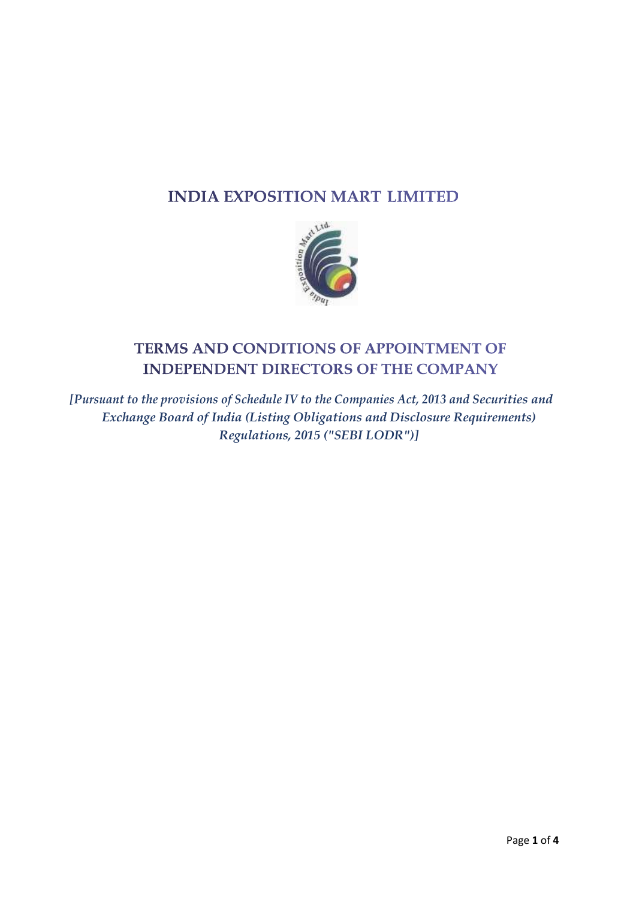# INDIA EXPOSITION MART LIMITED

## TERMS AND CONDITIONS OF APPOINTMENT OF INDEPENDENT DIRECTORS OF THE COMPANY

*[Pursuant to the provisions of Schedule IV to the Companies Act, 2013 and Securities and Exchange Board of India (Listing Obligations and Disclosure Requirements) Regulations, 2015 ("SEBI LODR")]*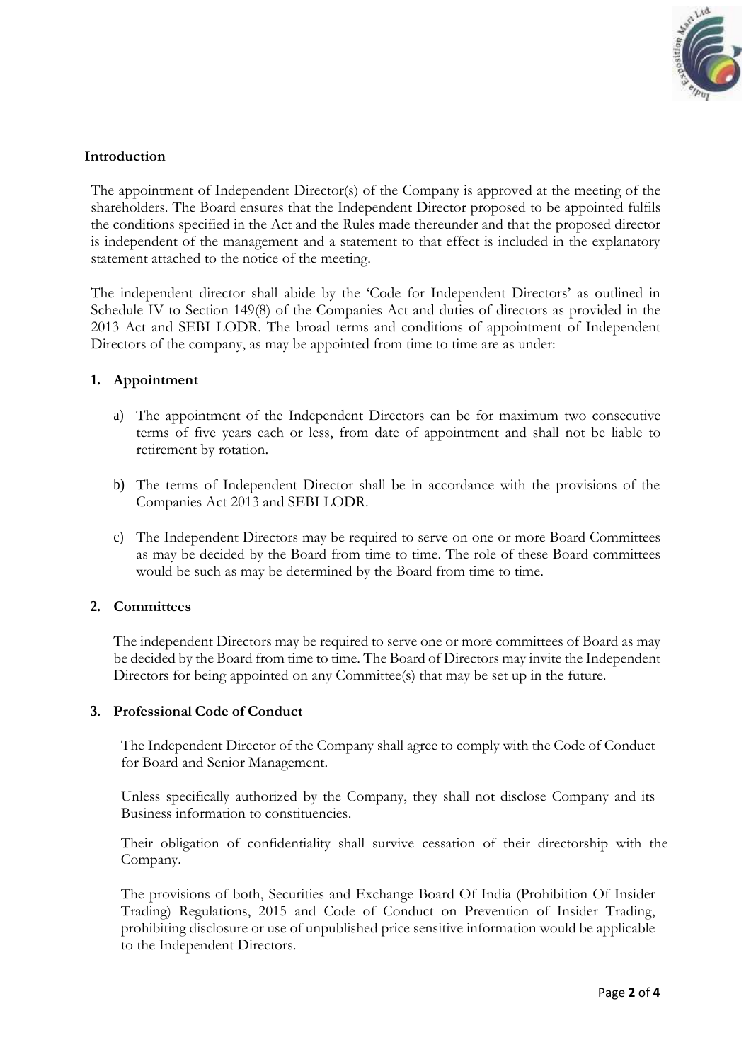## Introduction

The appointment of Independent Director(s) of the Company is approved at the meeting of the shareholders. The Board ensures that the Independent Director proposed to be appointed fulfils the conditions specified in the Act and the Rules made thereunder and that the proposed director is independent of the management and a statement to that effect is included in the explanatory statement attached to the notice of the meeting.

The independent director shall abide by the 'Code for Independent Directors' as outlined in Schedule IV to Section 149(8) of the Companies Act and duties of directors as provided in the 2013 Act and SEBI LODR. The broad terms and conditions of appointment of Independent Directors of the company, as may be appointed from time to time are as under:

### 1. Appointment

a) The appointment of the Independent Directors can be for maximum two consecutive terms of five years each or less, from date of appointment and shall not be liable to retirement by rotation.

b) The terms of Independent Director shall be in accordance with the provisions of the Companies Act 2013 and SEBI LODR.

c) The Independent Directors may be required to serve on one or more Board Committees as may be decided by the Board from time to time. The role of these Board committees would be such as may be determined by the Board from time to time.

### 2. Committees

The independent Directors may be required to serve one or more committees of Board as may be decided by the Board from time to time. The Board of Directors may invite the Independent Directors for being appointed on any Committee(s) that may be set up in the future.

### 3. Professional Code of Conduct

The Independent Director of the Company shall agree to comply with the Code of Conduct for Board and Senior Management.

Unless specifically authorized by the Company, they shall not disclose Company and its Business information to constituencies.

Their obligation of confidentiality shall survive cessation of their directorship with the Company.

The provisions of both, Securities and Exchange Board Of India (Prohibition Of Insider Trading) Regulations, 2015 and Code of Conduct on Prevention of Insider Trading, prohibiting disclosure or use of unpublished price sensitive information would be applicable to the Independent Directors.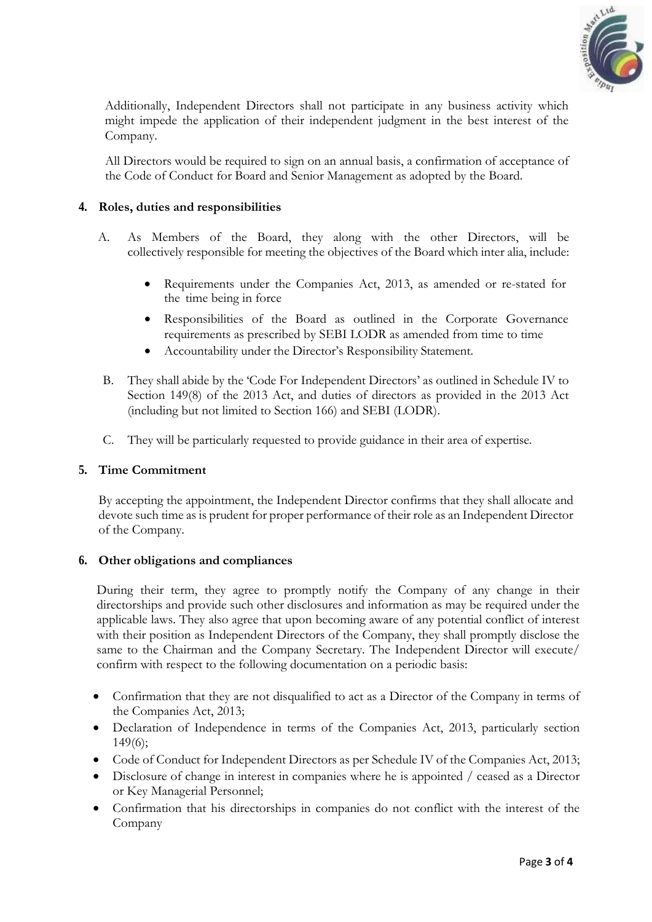Additionally, Independent Directors shall not participate in any business activity which might impede the application of their independent judgment in the best interest of the Company.

All Directors would be required to sign on an annual basis, a confirmation of acceptance of the Code of Conduct for Board and Senior Management as adopted by the Board.

## 4. Roles, duties and responsibilities

A. As Members of the Board, they along with the other Directors, will be collectively responsible for meeting the objectives of the Board which inter alia, include:

- Requirements under the Companies Act, 2013, as amended or re-stated for the time being in force
- Responsibilities of the Board as outlined in the Corporate Governance requirements as prescribed by SEBI LODR as amended from time to time
- Accountability under the Director's Responsibility Statement.

B. They shall abide by the 'Code For Independent Directors' as outlined in Schedule IV to Section 149(8) of the 2013 Act, and duties of directors as provided in the 2013 Act (including but not limited to Section 166) and SEBI (LODR).

C. They will be particularly requested to provide guidance in their area of expertise.

## 5. Time Commitment

By accepting the appointment, the Independent Director confirms that they shall allocate and devote such time as is prudent for proper performance of their role as an Independent Director of the Company.

## 6. Other obligations and compliances

During their term, they agree to promptly notify the Company of any change in their directorships and provide such other disclosures and information as may be required under the applicable laws. They also agree that upon becoming aware of any potential conflict of interest with their position as Independent Directors of the Company, they shall promptly disclose the same to the Chairman and the Company Secretary. The Independent Director will execute/ confirm with respect to the following documentation on a periodic basis:

- Confirmation that they are not disqualified to act as a Director of the Company in terms of the Companies Act, 2013;
- Declaration of Independence in terms of the Companies Act, 2013, particularly section 149(6);
- Code of Conduct for Independent Directors as per Schedule IV of the Companies Act, 2013;
- Disclosure of change in interest in companies where he is appointed / ceased as a Director or Key Managerial Personnel;
- Confirmation that his directorships in companies do not conflict with the interest of the Company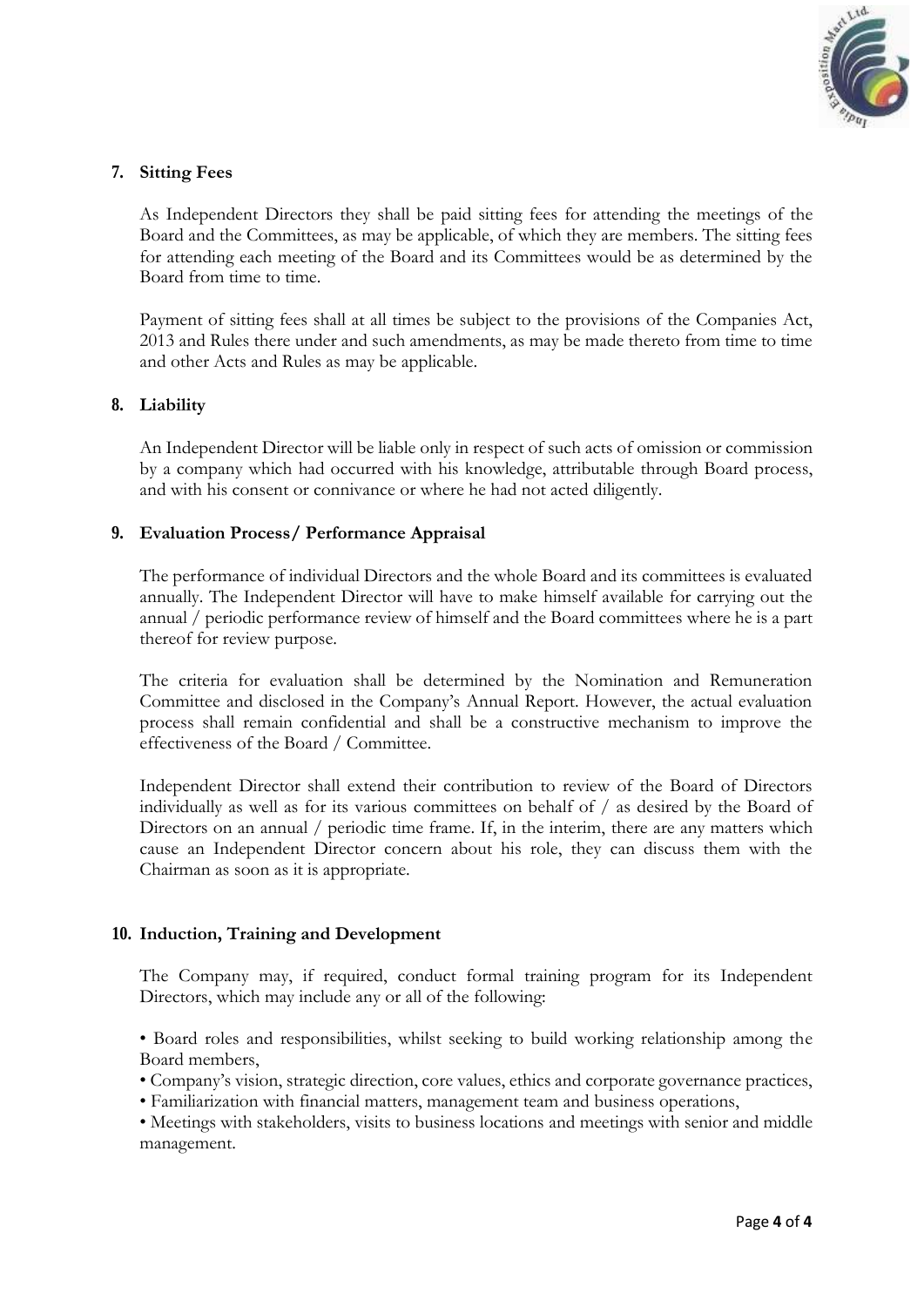## 7. Sitting Fees

As Independent Directors they shall be paid sitting fees for attending the meetings of the Board and the Committees, as may be applicable, of which they are members. The sitting fees for attending each meeting of the Board and its Committees would be as determined by the Board from time to time.

Payment of sitting fees shall at all times be subject to the provisions of the Companies Act, 2013 and Rules there under and such amendments, as may be made thereto from time to time and other Acts and Rules as may be applicable.

## 8. Liability

An Independent Director will be liable only in respect of such acts of omission or commission by a company which had occurred with his knowledge, attributable through Board process, and with his consent or connivance or where he had not acted diligently.

## 9. Evaluation Process/ Performance Appraisal

The performance of individual Directors and the whole Board and its committees is evaluated annually. The Independent Director will have to make himself available for carrying out the annual / periodic performance review of himself and the Board committees where he is a part thereof for review purpose.

The criteria for evaluation shall be determined by the Nomination and Remuneration Committee and disclosed in the Company's Annual Report. However, the actual evaluation process shall remain confidential and shall be a constructive mechanism to improve the effectiveness of the Board / Committee.

Independent Director shall extend their contribution to review of the Board of Directors individually as well as for its various committees on behalf of / as desired by the Board of Directors on an annual / periodic time frame. If, in the interim, there are any matters which cause an Independent Director concern about his role, they can discuss them with the Chairman as soon as it is appropriate.

## 10. Induction, Training and Development

The Company may, if required, conduct formal training program for its Independent Directors, which may include any or all of the following:

- Board roles and responsibilities, whilst seeking to build working relationship among the Board members,
- Company's vision, strategic direction, core values, ethics and corporate governance practices,
- Familiarization with financial matters, management team and business operations,
- Meetings with stakeholders, visits to business locations and meetings with senior and middle management.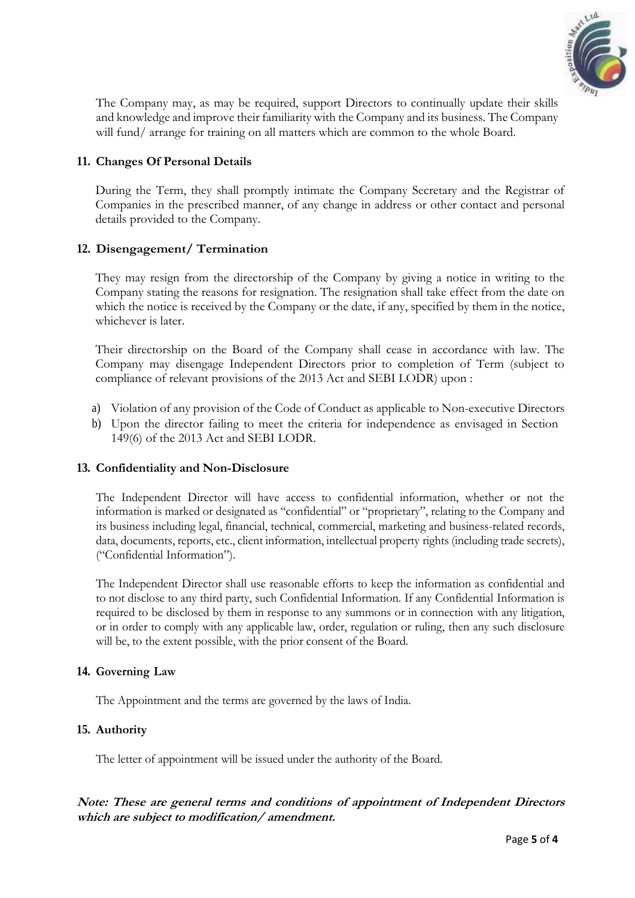The Company may, as may be required, support Directors to continually update their skills and knowledge and improve their familiarity with the Company and its business. The Company will fund/ arrange for training on all matters which are common to the whole Board.

## 11. Changes Of Personal Details

During the Term, they shall promptly intimate the Company Secretary and the Registrar of Companies in the prescribed manner, of any change in address or other contact and personal details provided to the Company.

## 12. Disengagement/ Termination

They may resign from the directorship of the Company by giving a notice in writing to the Company stating the reasons for resignation. The resignation shall take effect from the date on which the notice is received by the Company or the date, if any, specified by them in the notice, whichever is later.

Their directorship on the Board of the Company shall cease in accordance with law. The Company may disengage Independent Directors prior to completion of Term (subject to compliance of relevant provisions of the 2013 Act and SEBI LODR) upon :

a) Violation of any provision of the Code of Conduct as applicable to Non-executive Directors
b) Upon the director failing to meet the criteria for independence as envisaged in Section 149(6) of the 2013 Act and SEBI LODR.

## 13. Confidentiality and Non-Disclosure

The Independent Director will have access to confidential information, whether or not the information is marked or designated as "confidential" or "proprietary", relating to the Company and its business including legal, financial, technical, commercial, marketing and business-related records, data, documents, reports, etc., client information, intellectual property rights (including trade secrets), ("Confidential Information").

The Independent Director shall use reasonable efforts to keep the information as confidential and to not disclose to any third party, such Confidential Information. If any Confidential Information is required to be disclosed by them in response to any summons or in connection with any litigation, or in order to comply with any applicable law, order, regulation or ruling, then any such disclosure will be, to the extent possible, with the prior consent of the Board.

## 14. Governing Law

The Appointment and the terms are governed by the laws of India.

## 15. Authority

The letter of appointment will be issued under the authority of the Board.

***Note: These are general terms and conditions of appointment of Independent Directors which are subject to modification/ amendment.***